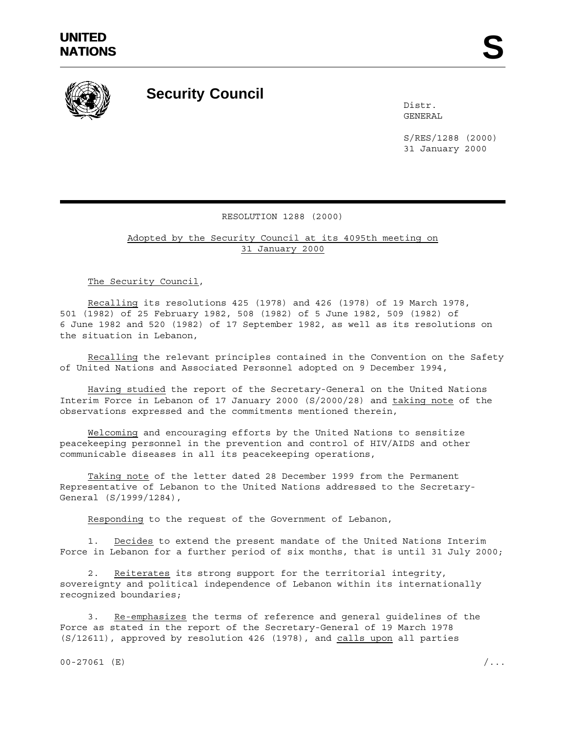**UNITED NATIONS** **S**

# Security Council

Distr.
GENERAL

S/RES/1288 (2000)
31 January 2000

RESOLUTION 1288 (2000)

Adopted by the Security Council at its 4095th meeting on 31 January 2000

The Security Council,

*Recalling* its resolutions 425 (1978) and 426 (1978) of 19 March 1978, 501 (1982) of 25 February 1982, 508 (1982) of 5 June 1982, 509 (1982) of 6 June 1982 and 520 (1982) of 17 September 1982, as well as its resolutions on the situation in Lebanon,

*Recalling* the relevant principles contained in the Convention on the Safety of United Nations and Associated Personnel adopted on 9 December 1994,

*Having studied* the report of the Secretary-General on the United Nations Interim Force in Lebanon of 17 January 2000 (S/2000/28) and *taking note* of the observations expressed and the commitments mentioned therein,

*Welcoming* and encouraging efforts by the United Nations to sensitize peacekeeping personnel in the prevention and control of HIV/AIDS and other communicable diseases in all its peacekeeping operations,

*Taking note* of the letter dated 28 December 1999 from the Permanent Representative of Lebanon to the United Nations addressed to the Secretary-General (S/1999/1284),

*Responding* to the request of the Government of Lebanon,

1. *Decides* to extend the present mandate of the United Nations Interim Force in Lebanon for a further period of six months, that is until 31 July 2000;

2. *Reiterates* its strong support for the territorial integrity, sovereignty and political independence of Lebanon within its internationally recognized boundaries;

3. *Re-emphasizes* the terms of reference and general guidelines of the Force as stated in the report of the Secretary-General of 19 March 1978 (S/12611), approved by resolution 426 (1978), and *calls upon* all parties

00-27061 (E)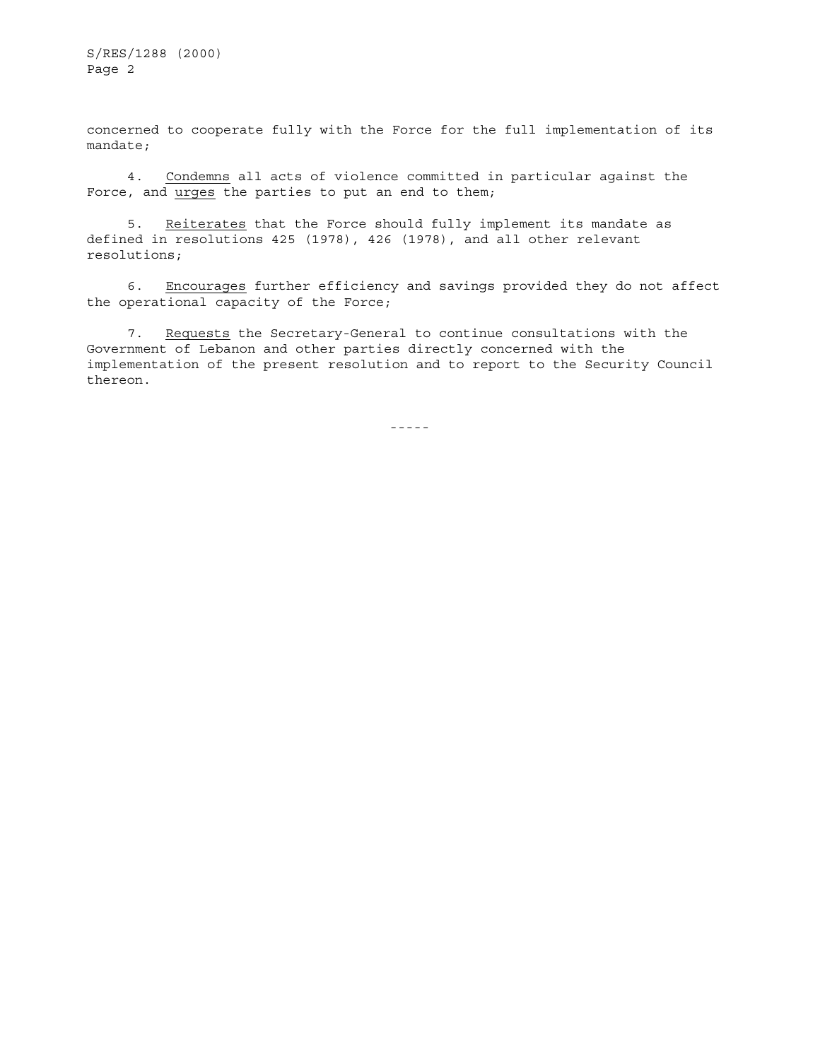concerned to cooperate fully with the Force for the full implementation of its mandate;

4. Condemns all acts of violence committed in particular against the Force, and urges the parties to put an end to them;

5. Reiterates that the Force should fully implement its mandate as defined in resolutions 425 (1978), 426 (1978), and all other relevant resolutions;

6. Encourages further efficiency and savings provided they do not affect the operational capacity of the Force;

7. Requests the Secretary-General to continue consultations with the Government of Lebanon and other parties directly concerned with the implementation of the present resolution and to report to the Security Council thereon.

-----